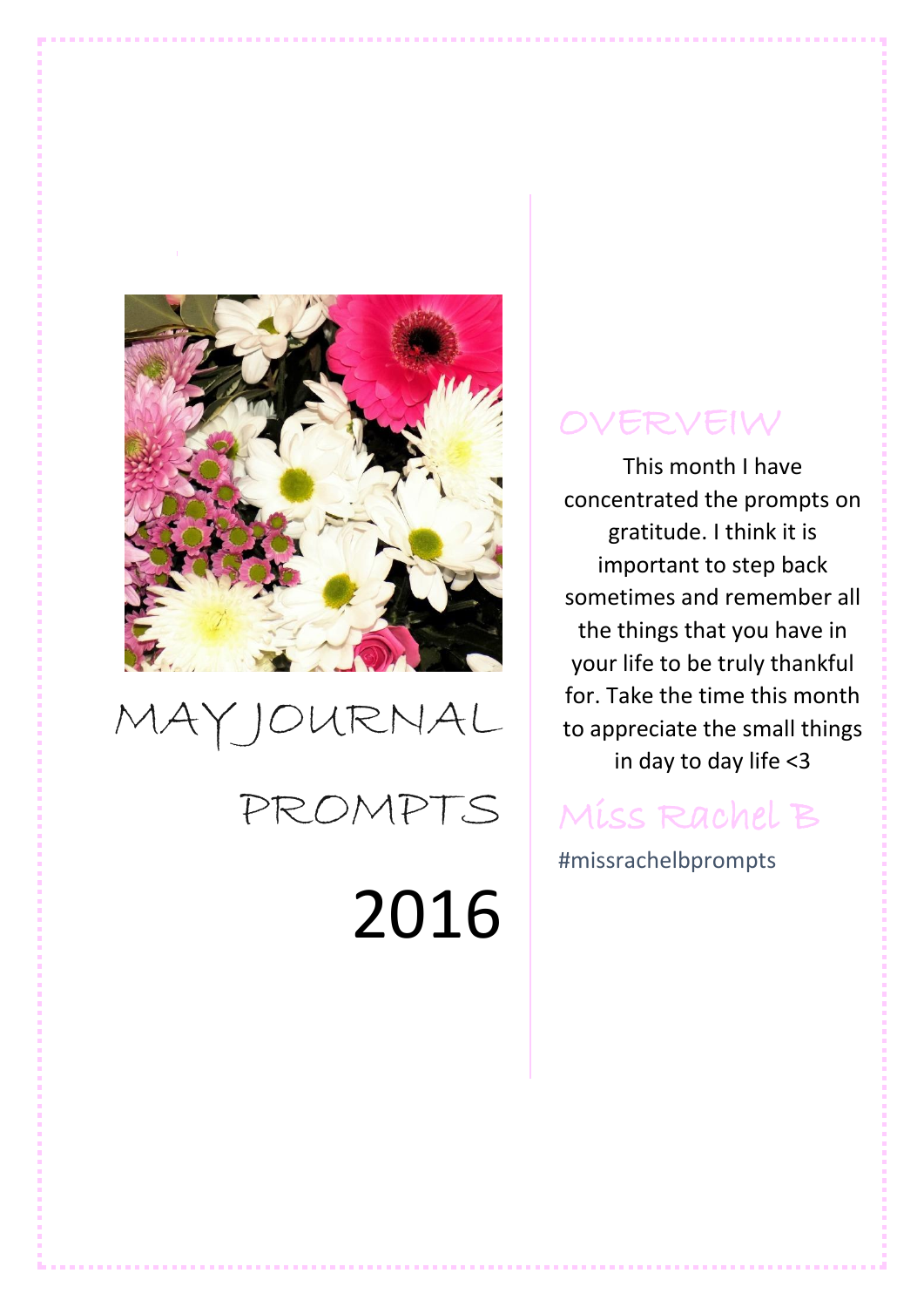# MAY JOURNAL PROMPTS

# 2016

## OVERVEIW

This month I have concentrated the prompts on gratitude. I think it is important to step back sometimes and remember all the things that you have in your life to be truly thankful for. Take the time this month to appreciate the small things in day to day life <3

Miss Rachel B

#missrachelbprompts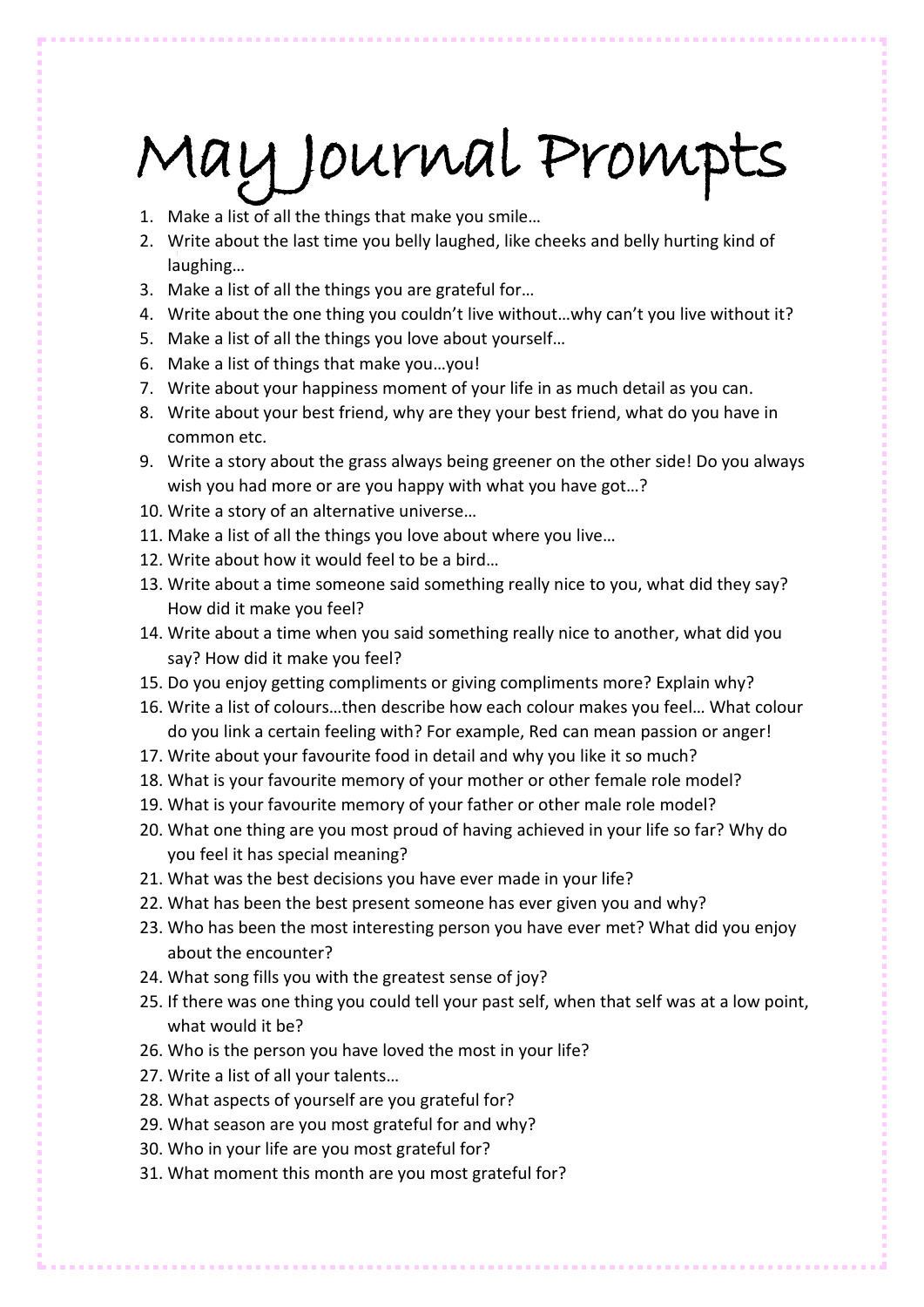# May Journal Prompts

1. Make a list of all the things that make you smile…
2. Write about the last time you belly laughed, like cheeks and belly hurting kind of laughing…
3. Make a list of all the things you are grateful for…
4. Write about the one thing you couldn't live without…why can't you live without it?
5. Make a list of all the things you love about yourself…
6. Make a list of things that make you…you!
7. Write about your happiness moment of your life in as much detail as you can.
8. Write about your best friend, why are they your best friend, what do you have in common etc.
9. Write a story about the grass always being greener on the other side! Do you always wish you had more or are you happy with what you have got…?
10. Write a story of an alternative universe…
11. Make a list of all the things you love about where you live…
12. Write about how it would feel to be a bird…
13. Write about a time someone said something really nice to you, what did they say? How did it make you feel?
14. Write about a time when you said something really nice to another, what did you say? How did it make you feel?
15. Do you enjoy getting compliments or giving compliments more? Explain why?
16. Write a list of colours…then describe how each colour makes you feel… What colour do you link a certain feeling with? For example, Red can mean passion or anger!
17. Write about your favourite food in detail and why you like it so much?
18. What is your favourite memory of your mother or other female role model?
19. What is your favourite memory of your father or other male role model?
20. What one thing are you most proud of having achieved in your life so far? Why do you feel it has special meaning?
21. What was the best decisions you have ever made in your life?
22. What has been the best present someone has ever given you and why?
23. Who has been the most interesting person you have ever met? What did you enjoy about the encounter?
24. What song fills you with the greatest sense of joy?
25. If there was one thing you could tell your past self, when that self was at a low point, what would it be?
26. Who is the person you have loved the most in your life?
27. Write a list of all your talents…
28. What aspects of yourself are you grateful for?
29. What season are you most grateful for and why?
30. Who in your life are you most grateful for?
31. What moment this month are you most grateful for?